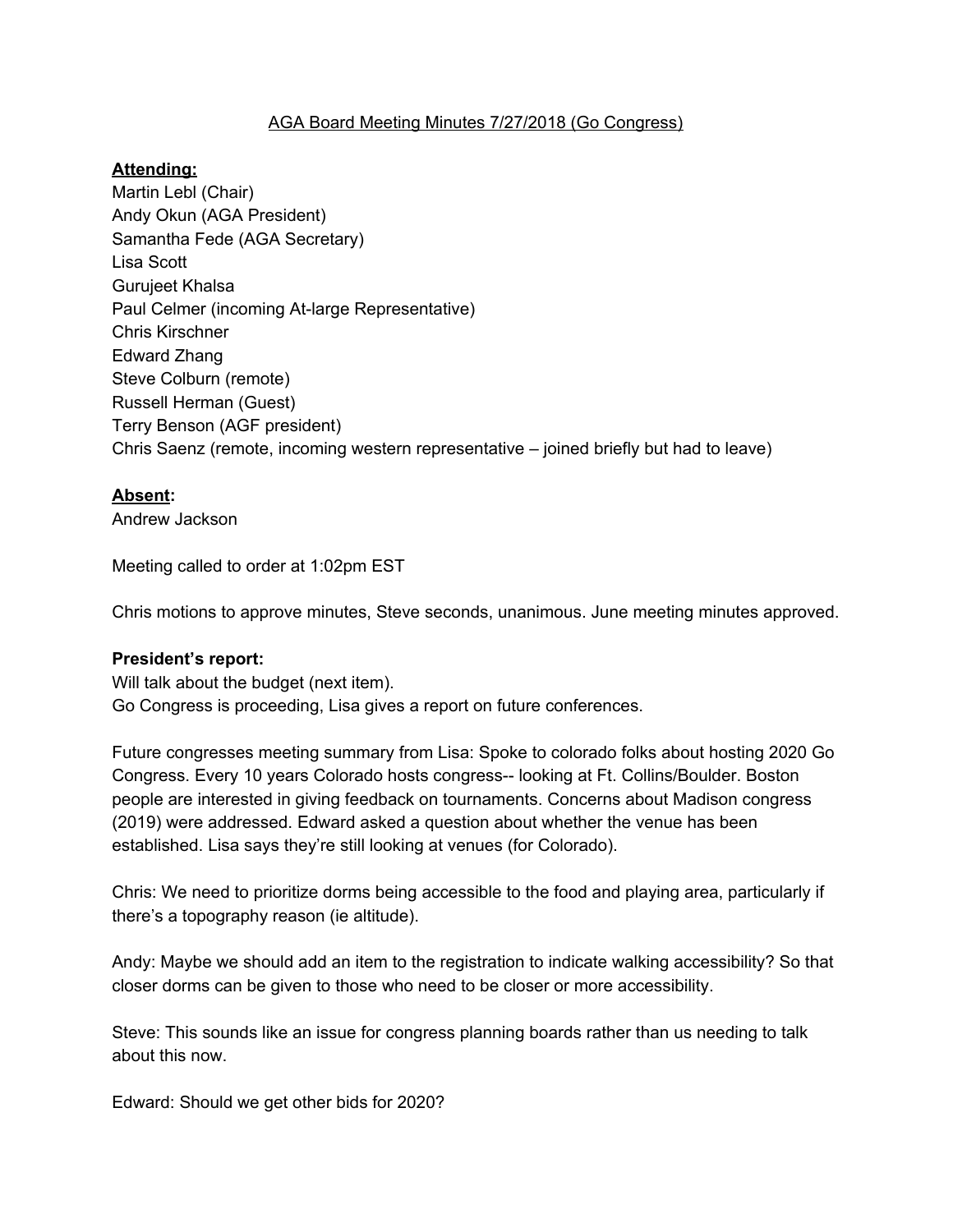AGA Board Meeting Minutes 7/27/2018 (Go Congress)

**Attending:**

Martin Lebl (Chair)
Andy Okun (AGA President)
Samantha Fede (AGA Secretary)
Lisa Scott
Gurujeet Khalsa
Paul Celmer (incoming At-large Representative)
Chris Kirschner
Edward Zhang
Steve Colburn (remote)
Russell Herman (Guest)
Terry Benson (AGF president)
Chris Saenz (remote, incoming western representative – joined briefly but had to leave)

**Absent:**

Andrew Jackson

Meeting called to order at 1:02pm EST

Chris motions to approve minutes, Steve seconds, unanimous. June meeting minutes approved.

**President's report:**

Will talk about the budget (next item).
Go Congress is proceeding, Lisa gives a report on future conferences.

Future congresses meeting summary from Lisa: Spoke to colorado folks about hosting 2020 Go Congress. Every 10 years Colorado hosts congress-- looking at Ft. Collins/Boulder. Boston people are interested in giving feedback on tournaments. Concerns about Madison congress (2019) were addressed. Edward asked a question about whether the venue has been established. Lisa says they're still looking at venues (for Colorado).

Chris: We need to prioritize dorms being accessible to the food and playing area, particularly if there's a topography reason (ie altitude).

Andy: Maybe we should add an item to the registration to indicate walking accessibility? So that closer dorms can be given to those who need to be closer or more accessibility.

Steve: This sounds like an issue for congress planning boards rather than us needing to talk about this now.

Edward: Should we get other bids for 2020?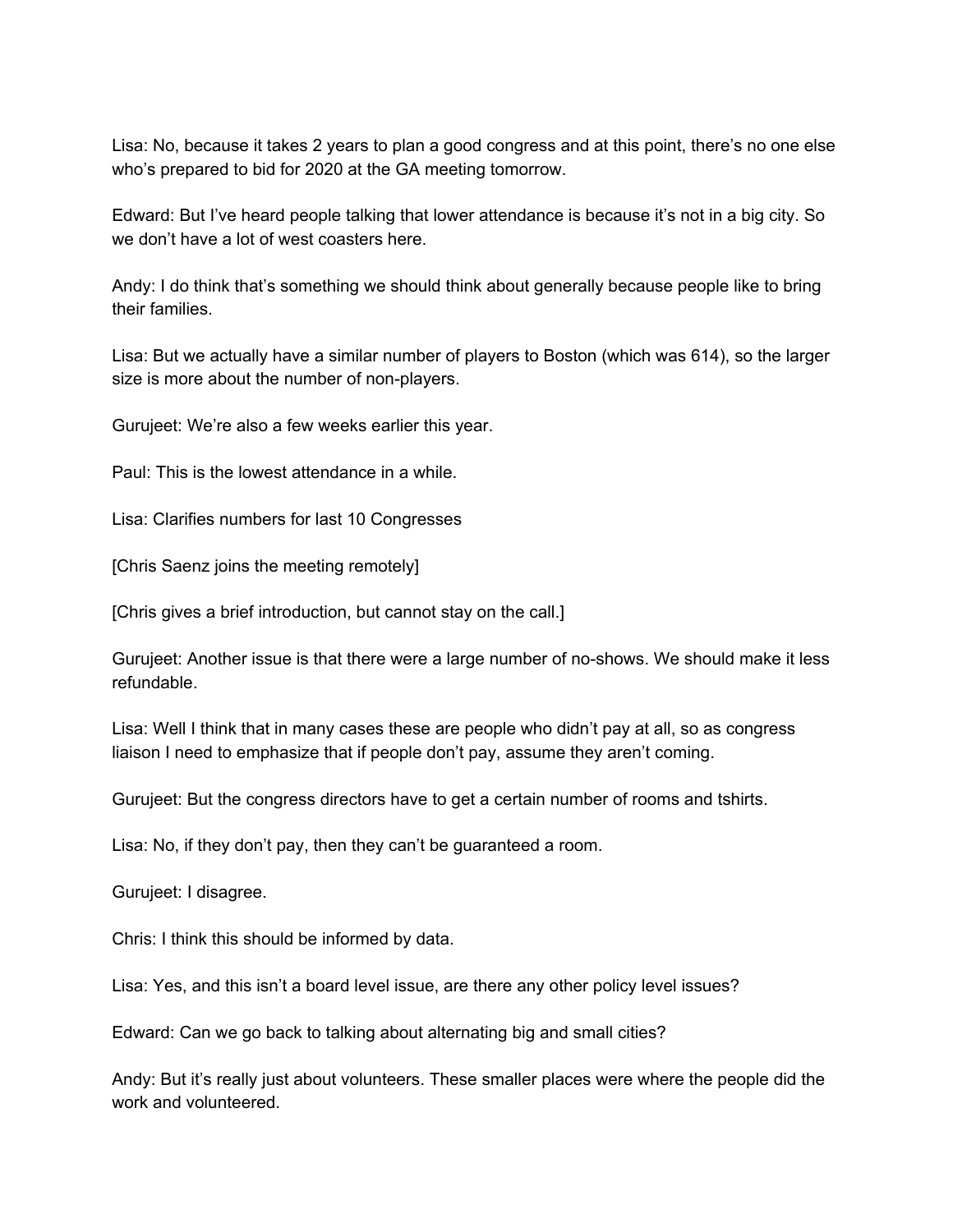Lisa: No, because it takes 2 years to plan a good congress and at this point, there’s no one else who’s prepared to bid for 2020 at the GA meeting tomorrow.

Edward: But I’ve heard people talking that lower attendance is because it’s not in a big city. So we don’t have a lot of west coasters here.

Andy: I do think that’s something we should think about generally because people like to bring their families.

Lisa: But we actually have a similar number of players to Boston (which was 614), so the larger size is more about the number of non-players.

Gurujeet: We’re also a few weeks earlier this year.

Paul: This is the lowest attendance in a while.

Lisa: Clarifies numbers for last 10 Congresses

[Chris Saenz joins the meeting remotely]

[Chris gives a brief introduction, but cannot stay on the call.]

Gurujeet: Another issue is that there were a large number of no-shows. We should make it less refundable.

Lisa: Well I think that in many cases these are people who didn’t pay at all, so as congress liaison I need to emphasize that if people don’t pay, assume they aren’t coming.

Gurujeet: But the congress directors have to get a certain number of rooms and tshirts.

Lisa: No, if they don’t pay, then they can’t be guaranteed a room.

Gurujeet: I disagree.

Chris: I think this should be informed by data.

Lisa: Yes, and this isn’t a board level issue, are there any other policy level issues?

Edward: Can we go back to talking about alternating big and small cities?

Andy: But it’s really just about volunteers. These smaller places were where the people did the work and volunteered.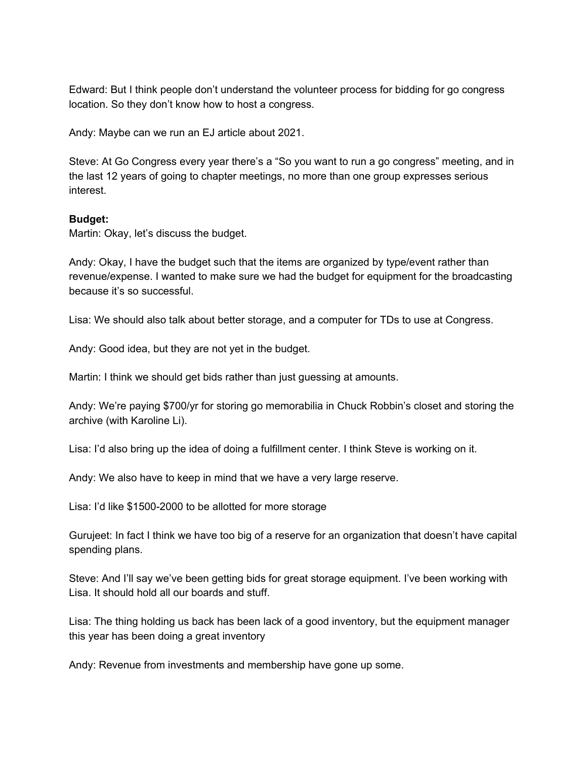Edward: But I think people don't understand the volunteer process for bidding for go congress location. So they don't know how to host a congress.

Andy: Maybe can we run an EJ article about 2021.

Steve: At Go Congress every year there's a "So you want to run a go congress" meeting, and in the last 12 years of going to chapter meetings, no more than one group expresses serious interest.

**Budget:**
Martin: Okay, let's discuss the budget.

Andy: Okay, I have the budget such that the items are organized by type/event rather than revenue/expense. I wanted to make sure we had the budget for equipment for the broadcasting because it's so successful.

Lisa: We should also talk about better storage, and a computer for TDs to use at Congress.

Andy: Good idea, but they are not yet in the budget.

Martin: I think we should get bids rather than just guessing at amounts.

Andy: We're paying $700/yr for storing go memorabilia in Chuck Robbin's closet and storing the archive (with Karoline Li).

Lisa: I'd also bring up the idea of doing a fulfillment center. I think Steve is working on it.

Andy: We also have to keep in mind that we have a very large reserve.

Lisa: I'd like $1500-2000 to be allotted for more storage

Gurujeet: In fact I think we have too big of a reserve for an organization that doesn't have capital spending plans.

Steve: And I'll say we've been getting bids for great storage equipment. I've been working with Lisa. It should hold all our boards and stuff.

Lisa: The thing holding us back has been lack of a good inventory, but the equipment manager this year has been doing a great inventory

Andy: Revenue from investments and membership have gone up some.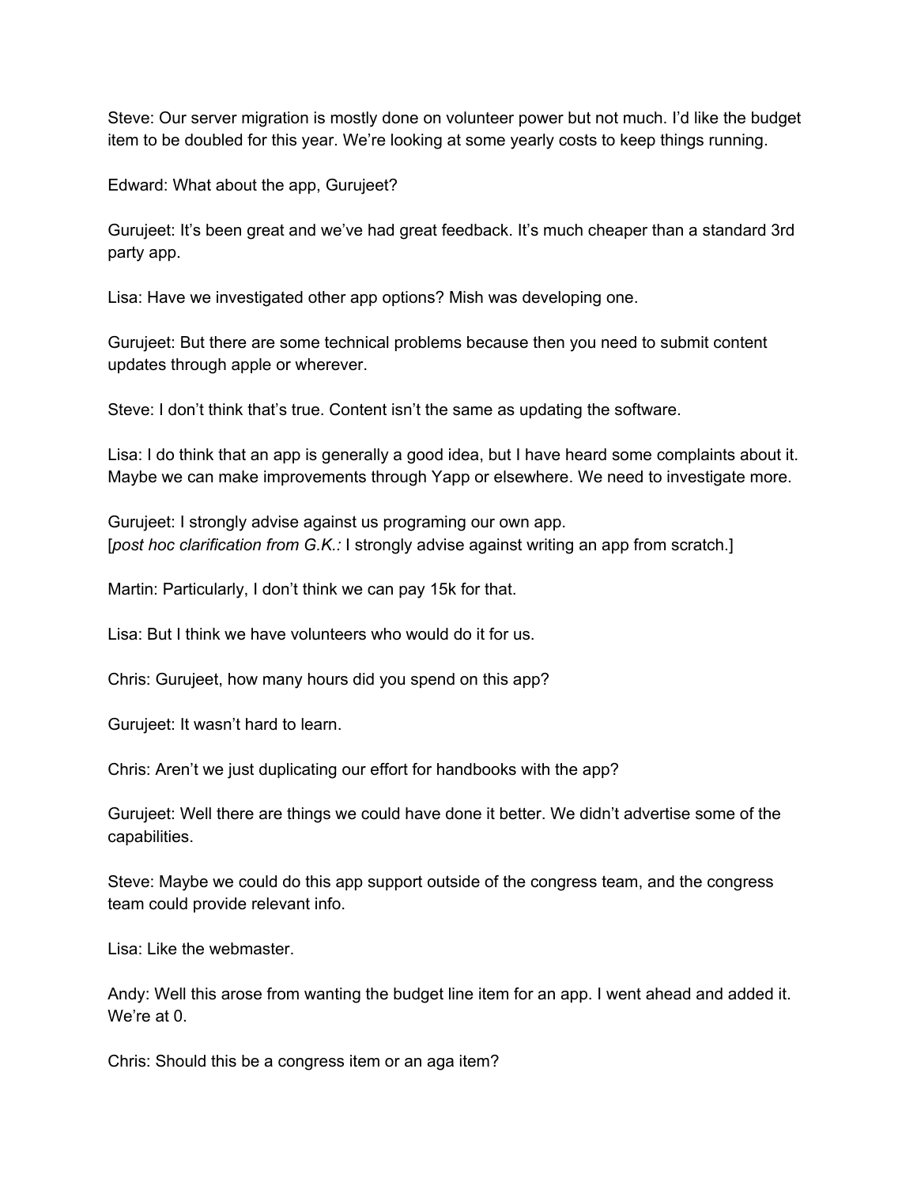Steve: Our server migration is mostly done on volunteer power but not much. I'd like the budget item to be doubled for this year. We're looking at some yearly costs to keep things running.

Edward: What about the app, Gurujeet?

Gurujeet: It's been great and we've had great feedback. It's much cheaper than a standard 3rd party app.

Lisa: Have we investigated other app options? Mish was developing one.

Gurujeet: But there are some technical problems because then you need to submit content updates through apple or wherever.

Steve: I don't think that's true. Content isn't the same as updating the software.

Lisa: I do think that an app is generally a good idea, but I have heard some complaints about it. Maybe we can make improvements through Yapp or elsewhere. We need to investigate more.

Gurujeet: I strongly advise against us programing our own app.
[*post hoc clarification from G.K.:* I strongly advise against writing an app from scratch.]

Martin: Particularly, I don't think we can pay 15k for that.

Lisa: But I think we have volunteers who would do it for us.

Chris: Gurujeet, how many hours did you spend on this app?

Gurujeet: It wasn't hard to learn.

Chris: Aren't we just duplicating our effort for handbooks with the app?

Gurujeet: Well there are things we could have done it better. We didn't advertise some of the capabilities.

Steve: Maybe we could do this app support outside of the congress team, and the congress team could provide relevant info.

Lisa: Like the webmaster.

Andy: Well this arose from wanting the budget line item for an app. I went ahead and added it. We're at 0.

Chris: Should this be a congress item or an aga item?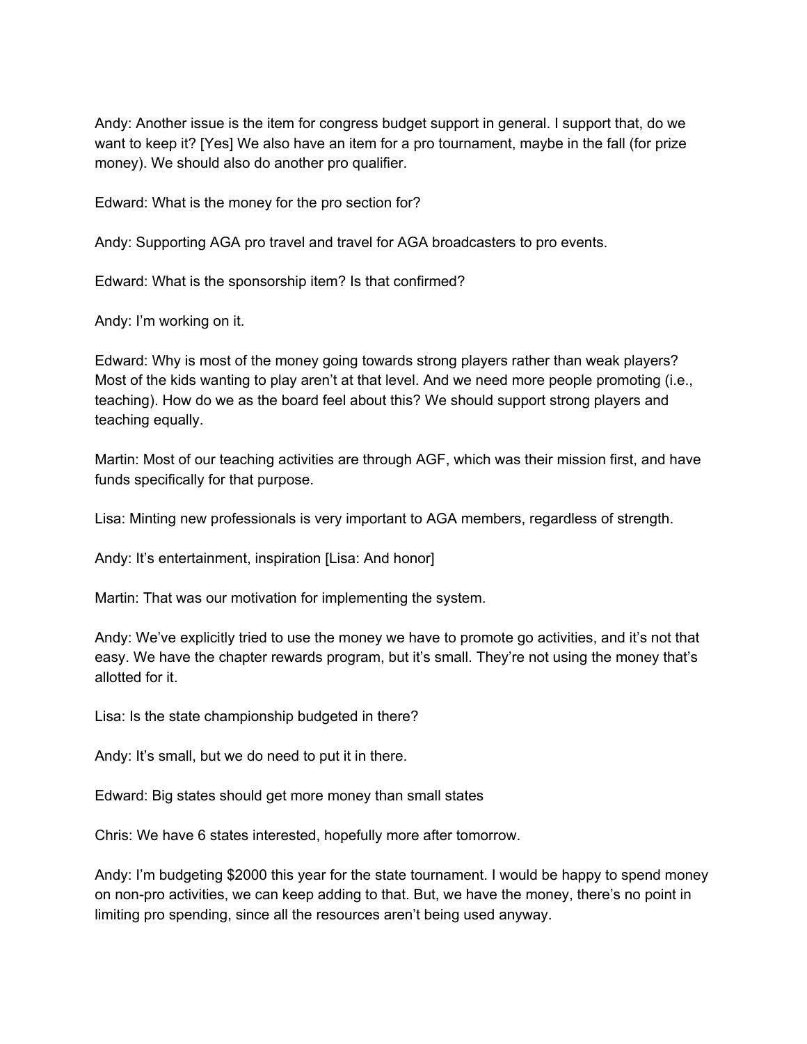Andy: Another issue is the item for congress budget support in general. I support that, do we want to keep it? [Yes] We also have an item for a pro tournament, maybe in the fall (for prize money). We should also do another pro qualifier.

Edward: What is the money for the pro section for?

Andy: Supporting AGA pro travel and travel for AGA broadcasters to pro events.

Edward: What is the sponsorship item? Is that confirmed?

Andy: I'm working on it.

Edward: Why is most of the money going towards strong players rather than weak players? Most of the kids wanting to play aren't at that level. And we need more people promoting (i.e., teaching). How do we as the board feel about this? We should support strong players and teaching equally.

Martin: Most of our teaching activities are through AGF, which was their mission first, and have funds specifically for that purpose.

Lisa: Minting new professionals is very important to AGA members, regardless of strength.

Andy: It's entertainment, inspiration [Lisa: And honor]

Martin: That was our motivation for implementing the system.

Andy: We've explicitly tried to use the money we have to promote go activities, and it's not that easy. We have the chapter rewards program, but it's small. They're not using the money that's allotted for it.

Lisa: Is the state championship budgeted in there?

Andy: It's small, but we do need to put it in there.

Edward: Big states should get more money than small states

Chris: We have 6 states interested, hopefully more after tomorrow.

Andy: I'm budgeting $2000 this year for the state tournament. I would be happy to spend money on non-pro activities, we can keep adding to that. But, we have the money, there's no point in limiting pro spending, since all the resources aren't being used anyway.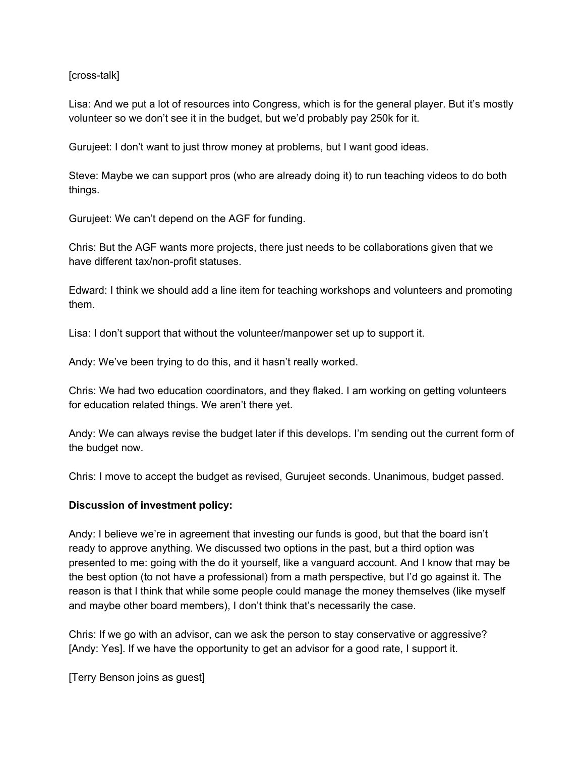[cross-talk]

Lisa: And we put a lot of resources into Congress, which is for the general player. But it's mostly volunteer so we don't see it in the budget, but we'd probably pay 250k for it.

Gurujeet: I don't want to just throw money at problems, but I want good ideas.

Steve: Maybe we can support pros (who are already doing it) to run teaching videos to do both things.

Gurujeet: We can't depend on the AGF for funding.

Chris: But the AGF wants more projects, there just needs to be collaborations given that we have different tax/non-profit statuses.

Edward: I think we should add a line item for teaching workshops and volunteers and promoting them.

Lisa: I don't support that without the volunteer/manpower set up to support it.

Andy: We've been trying to do this, and it hasn't really worked.

Chris: We had two education coordinators, and they flaked. I am working on getting volunteers for education related things. We aren't there yet.

Andy: We can always revise the budget later if this develops. I'm sending out the current form of the budget now.

Chris: I move to accept the budget as revised, Gurujeet seconds. Unanimous, budget passed.

**Discussion of investment policy:**

Andy: I believe we're in agreement that investing our funds is good, but that the board isn't ready to approve anything. We discussed two options in the past, but a third option was presented to me: going with the do it yourself, like a vanguard account. And I know that may be the best option (to not have a professional) from a math perspective, but I'd go against it. The reason is that I think that while some people could manage the money themselves (like myself and maybe other board members), I don't think that's necessarily the case.

Chris: If we go with an advisor, can we ask the person to stay conservative or aggressive? [Andy: Yes]. If we have the opportunity to get an advisor for a good rate, I support it.

[Terry Benson joins as guest]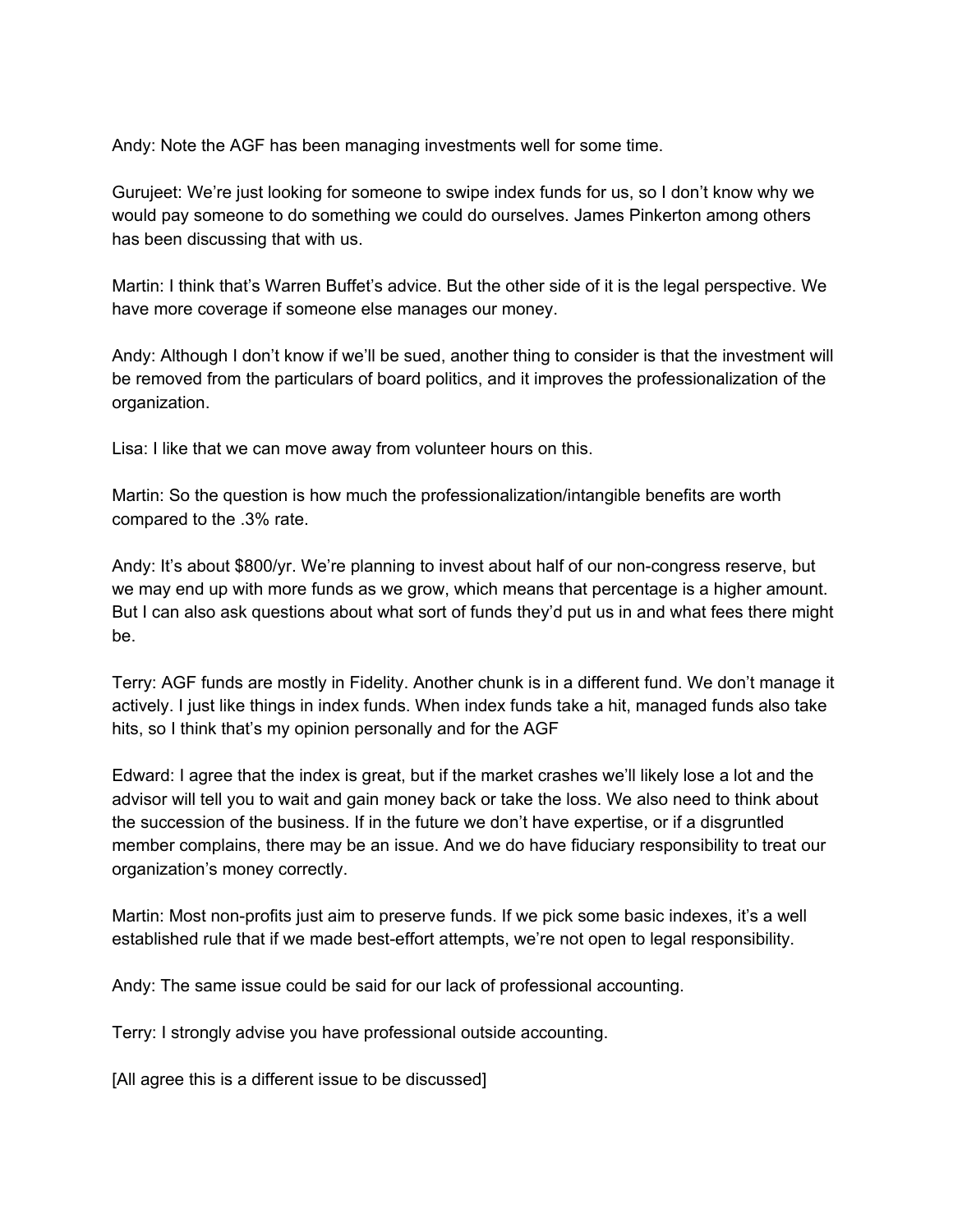Andy: Note the AGF has been managing investments well for some time.

Gurujeet: We're just looking for someone to swipe index funds for us, so I don't know why we would pay someone to do something we could do ourselves. James Pinkerton among others has been discussing that with us.

Martin: I think that's Warren Buffet's advice. But the other side of it is the legal perspective. We have more coverage if someone else manages our money.

Andy: Although I don't know if we'll be sued, another thing to consider is that the investment will be removed from the particulars of board politics, and it improves the professionalization of the organization.

Lisa: I like that we can move away from volunteer hours on this.

Martin: So the question is how much the professionalization/intangible benefits are worth compared to the .3% rate.

Andy: It's about $800/yr. We're planning to invest about half of our non-congress reserve, but we may end up with more funds as we grow, which means that percentage is a higher amount. But I can also ask questions about what sort of funds they'd put us in and what fees there might be.

Terry: AGF funds are mostly in Fidelity. Another chunk is in a different fund. We don't manage it actively. I just like things in index funds. When index funds take a hit, managed funds also take hits, so I think that's my opinion personally and for the AGF

Edward: I agree that the index is great, but if the market crashes we'll likely lose a lot and the advisor will tell you to wait and gain money back or take the loss. We also need to think about the succession of the business. If in the future we don't have expertise, or if a disgruntled member complains, there may be an issue. And we do have fiduciary responsibility to treat our organization's money correctly.

Martin: Most non-profits just aim to preserve funds. If we pick some basic indexes, it's a well established rule that if we made best-effort attempts, we're not open to legal responsibility.

Andy: The same issue could be said for our lack of professional accounting.

Terry: I strongly advise you have professional outside accounting.

[All agree this is a different issue to be discussed]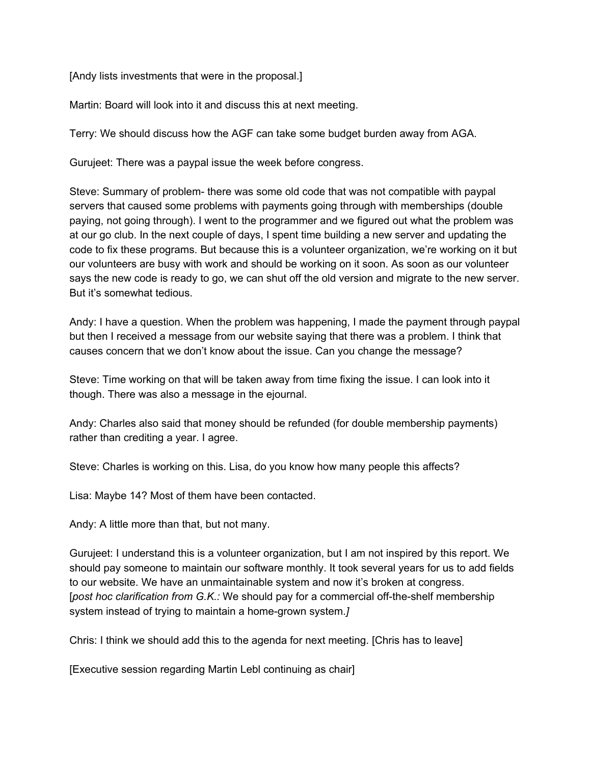[Andy lists investments that were in the proposal.]

Martin: Board will look into it and discuss this at next meeting.

Terry: We should discuss how the AGF can take some budget burden away from AGA.

Gurujeet: There was a paypal issue the week before congress.

Steve: Summary of problem- there was some old code that was not compatible with paypal servers that caused some problems with payments going through with memberships (double paying, not going through). I went to the programmer and we figured out what the problem was at our go club. In the next couple of days, I spent time building a new server and updating the code to fix these programs. But because this is a volunteer organization, we're working on it but our volunteers are busy with work and should be working on it soon. As soon as our volunteer says the new code is ready to go, we can shut off the old version and migrate to the new server. But it's somewhat tedious.

Andy: I have a question. When the problem was happening, I made the payment through paypal but then I received a message from our website saying that there was a problem. I think that causes concern that we don't know about the issue. Can you change the message?

Steve: Time working on that will be taken away from time fixing the issue. I can look into it though. There was also a message in the ejournal.

Andy: Charles also said that money should be refunded (for double membership payments) rather than crediting a year. I agree.

Steve: Charles is working on this. Lisa, do you know how many people this affects?

Lisa: Maybe 14? Most of them have been contacted.

Andy: A little more than that, but not many.

Gurujeet: I understand this is a volunteer organization, but I am not inspired by this report. We should pay someone to maintain our software monthly. It took several years for us to add fields to our website. We have an unmaintainable system and now it's broken at congress. [*post hoc clarification from G.K.:* We should pay for a commercial off-the-shelf membership system instead of trying to maintain a home-grown system.*]*

Chris: I think we should add this to the agenda for next meeting. [Chris has to leave]

[Executive session regarding Martin Lebl continuing as chair]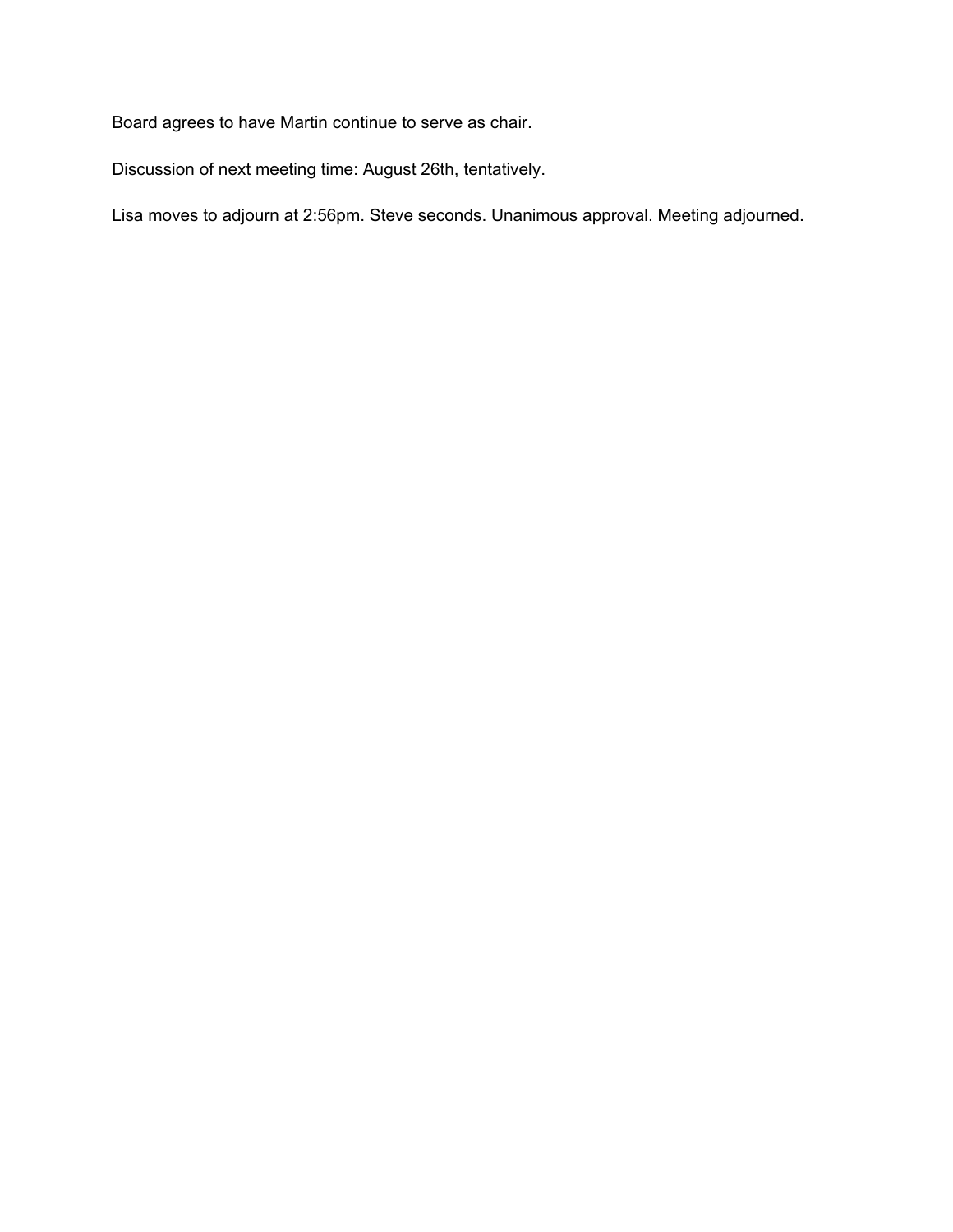Board agrees to have Martin continue to serve as chair.

Discussion of next meeting time: August 26th, tentatively.

Lisa moves to adjourn at 2:56pm. Steve seconds. Unanimous approval. Meeting adjourned.